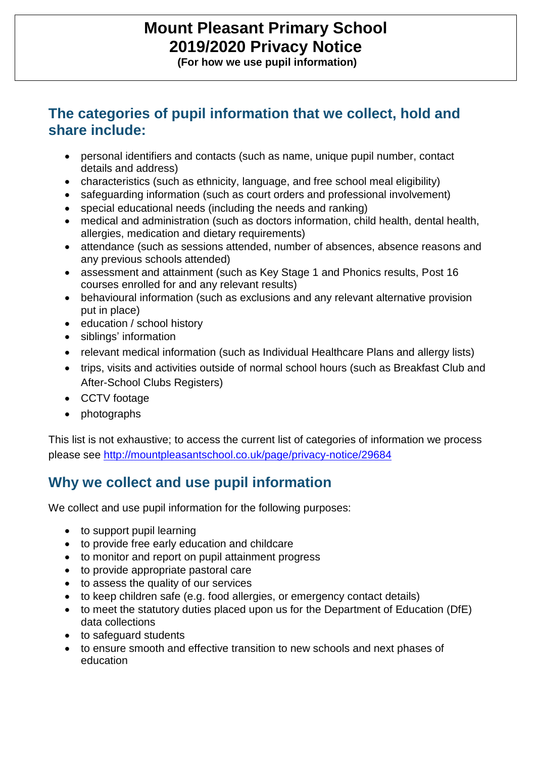# Mount Pleasant Primary School
# 2019/2020 Privacy Notice

**(For how we use pupil information)**

## The categories of pupil information that we collect, hold and share include:

- personal identifiers and contacts (such as name, unique pupil number, contact details and address)
- characteristics (such as ethnicity, language, and free school meal eligibility)
- safeguarding information (such as court orders and professional involvement)
- special educational needs (including the needs and ranking)
- medical and administration (such as doctors information, child health, dental health, allergies, medication and dietary requirements)
- attendance (such as sessions attended, number of absences, absence reasons and any previous schools attended)
- assessment and attainment (such as Key Stage 1 and Phonics results, Post 16 courses enrolled for and any relevant results)
- behavioural information (such as exclusions and any relevant alternative provision put in place)
- education / school history
- siblings' information
- relevant medical information (such as Individual Healthcare Plans and allergy lists)
- trips, visits and activities outside of normal school hours (such as Breakfast Club and After-School Clubs Registers)
- CCTV footage
- photographs

This list is not exhaustive; to access the current list of categories of information we process please see http://mountpleasantschool.co.uk/page/privacy-notice/29684

## Why we collect and use pupil information

We collect and use pupil information for the following purposes:

- to support pupil learning
- to provide free early education and childcare
- to monitor and report on pupil attainment progress
- to provide appropriate pastoral care
- to assess the quality of our services
- to keep children safe (e.g. food allergies, or emergency contact details)
- to meet the statutory duties placed upon us for the Department of Education (DfE) data collections
- to safeguard students
- to ensure smooth and effective transition to new schools and next phases of education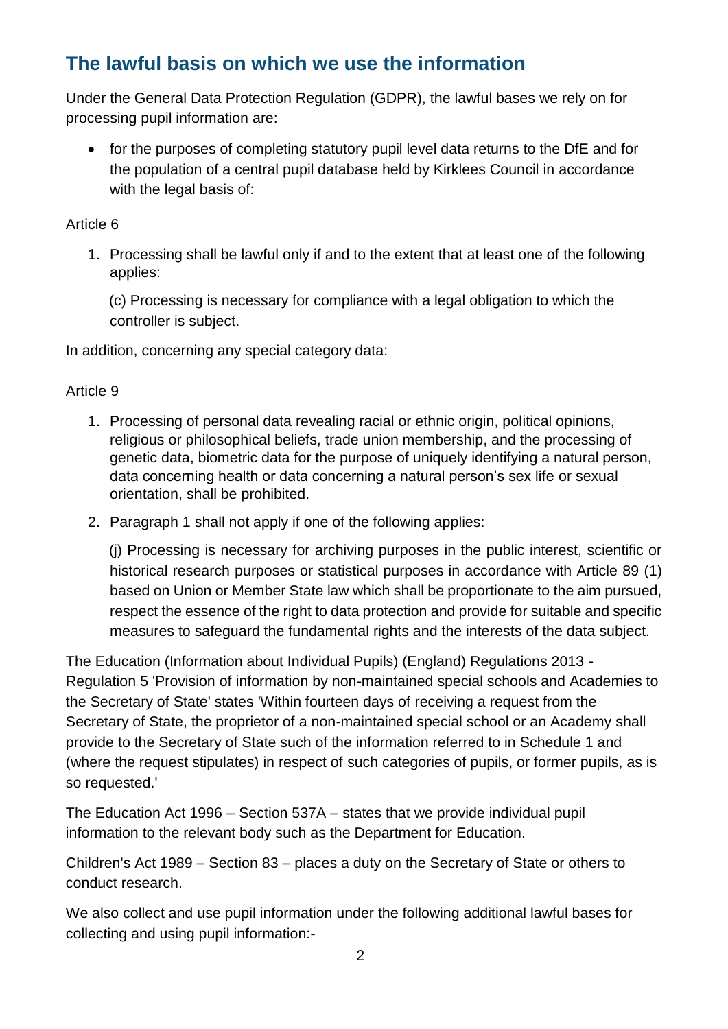## The lawful basis on which we use the information

Under the General Data Protection Regulation (GDPR), the lawful bases we rely on for processing pupil information are:

- for the purposes of completing statutory pupil level data returns to the DfE and for the population of a central pupil database held by Kirklees Council in accordance with the legal basis of:

Article 6

1. Processing shall be lawful only if and to the extent that at least one of the following applies:

   (c) Processing is necessary for compliance with a legal obligation to which the controller is subject.

In addition, concerning any special category data:

Article 9

1. Processing of personal data revealing racial or ethnic origin, political opinions, religious or philosophical beliefs, trade union membership, and the processing of genetic data, biometric data for the purpose of uniquely identifying a natural person, data concerning health or data concerning a natural person's sex life or sexual orientation, shall be prohibited.
2. Paragraph 1 shall not apply if one of the following applies:

   (j) Processing is necessary for archiving purposes in the public interest, scientific or historical research purposes or statistical purposes in accordance with Article 89 (1) based on Union or Member State law which shall be proportionate to the aim pursued, respect the essence of the right to data protection and provide for suitable and specific measures to safeguard the fundamental rights and the interests of the data subject.

The Education (Information about Individual Pupils) (England) Regulations 2013 - Regulation 5 'Provision of information by non-maintained special schools and Academies to the Secretary of State' states 'Within fourteen days of receiving a request from the Secretary of State, the proprietor of a non-maintained special school or an Academy shall provide to the Secretary of State such of the information referred to in Schedule 1 and (where the request stipulates) in respect of such categories of pupils, or former pupils, as is so requested.'

The Education Act 1996 – Section 537A – states that we provide individual pupil information to the relevant body such as the Department for Education.

Children's Act 1989 – Section 83 – places a duty on the Secretary of State or others to conduct research.

We also collect and use pupil information under the following additional lawful bases for collecting and using pupil information:-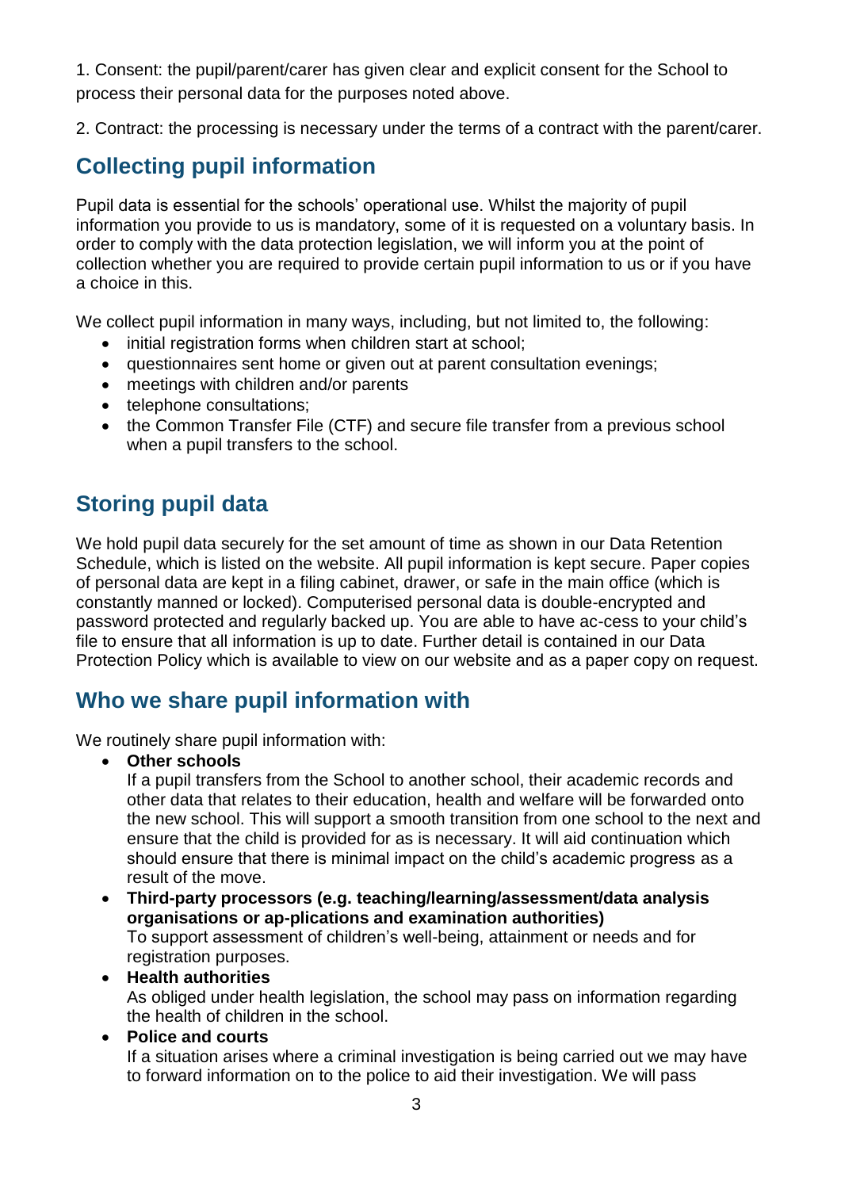1. Consent: the pupil/parent/carer has given clear and explicit consent for the School to process their personal data for the purposes noted above.

2. Contract: the processing is necessary under the terms of a contract with the parent/carer.

## Collecting pupil information

Pupil data is essential for the schools' operational use. Whilst the majority of pupil information you provide to us is mandatory, some of it is requested on a voluntary basis. In order to comply with the data protection legislation, we will inform you at the point of collection whether you are required to provide certain pupil information to us or if you have a choice in this.

We collect pupil information in many ways, including, but not limited to, the following:

- initial registration forms when children start at school;
- questionnaires sent home or given out at parent consultation evenings;
- meetings with children and/or parents
- telephone consultations;
- the Common Transfer File (CTF) and secure file transfer from a previous school when a pupil transfers to the school.

## Storing pupil data

We hold pupil data securely for the set amount of time as shown in our Data Retention Schedule, which is listed on the website. All pupil information is kept secure. Paper copies of personal data are kept in a filing cabinet, drawer, or safe in the main office (which is constantly manned or locked). Computerised personal data is double-encrypted and password protected and regularly backed up. You are able to have ac-cess to your child's file to ensure that all information is up to date. Further detail is contained in our Data Protection Policy which is available to view on our website and as a paper copy on request.

## Who we share pupil information with

We routinely share pupil information with:

- **Other schools**
  If a pupil transfers from the School to another school, their academic records and other data that relates to their education, health and welfare will be forwarded onto the new school. This will support a smooth transition from one school to the next and ensure that the child is provided for as is necessary. It will aid continuation which should ensure that there is minimal impact on the child's academic progress as a result of the move.
- **Third-party processors (e.g. teaching/learning/assessment/data analysis organisations or ap-plications and examination authorities)**
  To support assessment of children's well-being, attainment or needs and for registration purposes.
- **Health authorities**
  As obliged under health legislation, the school may pass on information regarding the health of children in the school.
- **Police and courts**
  If a situation arises where a criminal investigation is being carried out we may have to forward information on to the police to aid their investigation. We will pass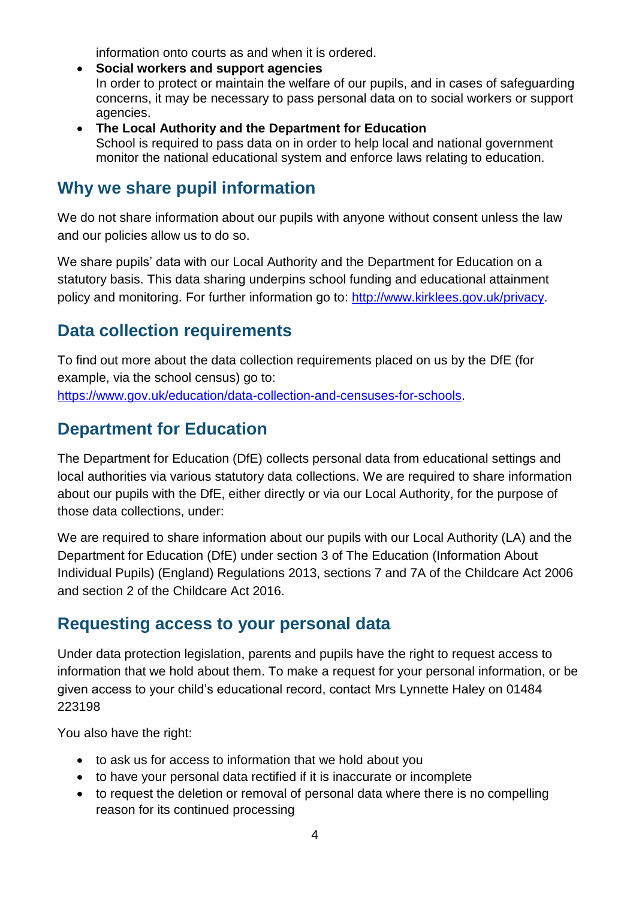information onto courts as and when it is ordered.

- **Social workers and support agencies**
  In order to protect or maintain the welfare of our pupils, and in cases of safeguarding concerns, it may be necessary to pass personal data on to social workers or support agencies.
- **The Local Authority and the Department for Education**
  School is required to pass data on in order to help local and national government monitor the national educational system and enforce laws relating to education.

## Why we share pupil information

We do not share information about our pupils with anyone without consent unless the law and our policies allow us to do so.

We share pupils' data with our Local Authority and the Department for Education on a statutory basis. This data sharing underpins school funding and educational attainment policy and monitoring. For further information go to: [http://www.kirklees.gov.uk/privacy](http://www.kirklees.gov.uk/privacy).

## Data collection requirements

To find out more about the data collection requirements placed on us by the DfE (for example, via the school census) go to: [https://www.gov.uk/education/data-collection-and-censuses-for-schools](https://www.gov.uk/education/data-collection-and-censuses-for-schools).

## Department for Education

The Department for Education (DfE) collects personal data from educational settings and local authorities via various statutory data collections. We are required to share information about our pupils with the DfE, either directly or via our Local Authority, for the purpose of those data collections, under:

We are required to share information about our pupils with our Local Authority (LA) and the Department for Education (DfE) under section 3 of The Education (Information About Individual Pupils) (England) Regulations 2013, sections 7 and 7A of the Childcare Act 2006 and section 2 of the Childcare Act 2016.

## Requesting access to your personal data

Under data protection legislation, parents and pupils have the right to request access to information that we hold about them. To make a request for your personal information, or be given access to your child's educational record, contact Mrs Lynnette Haley on 01484 223198

You also have the right:

- to ask us for access to information that we hold about you
- to have your personal data rectified if it is inaccurate or incomplete
- to request the deletion or removal of personal data where there is no compelling reason for its continued processing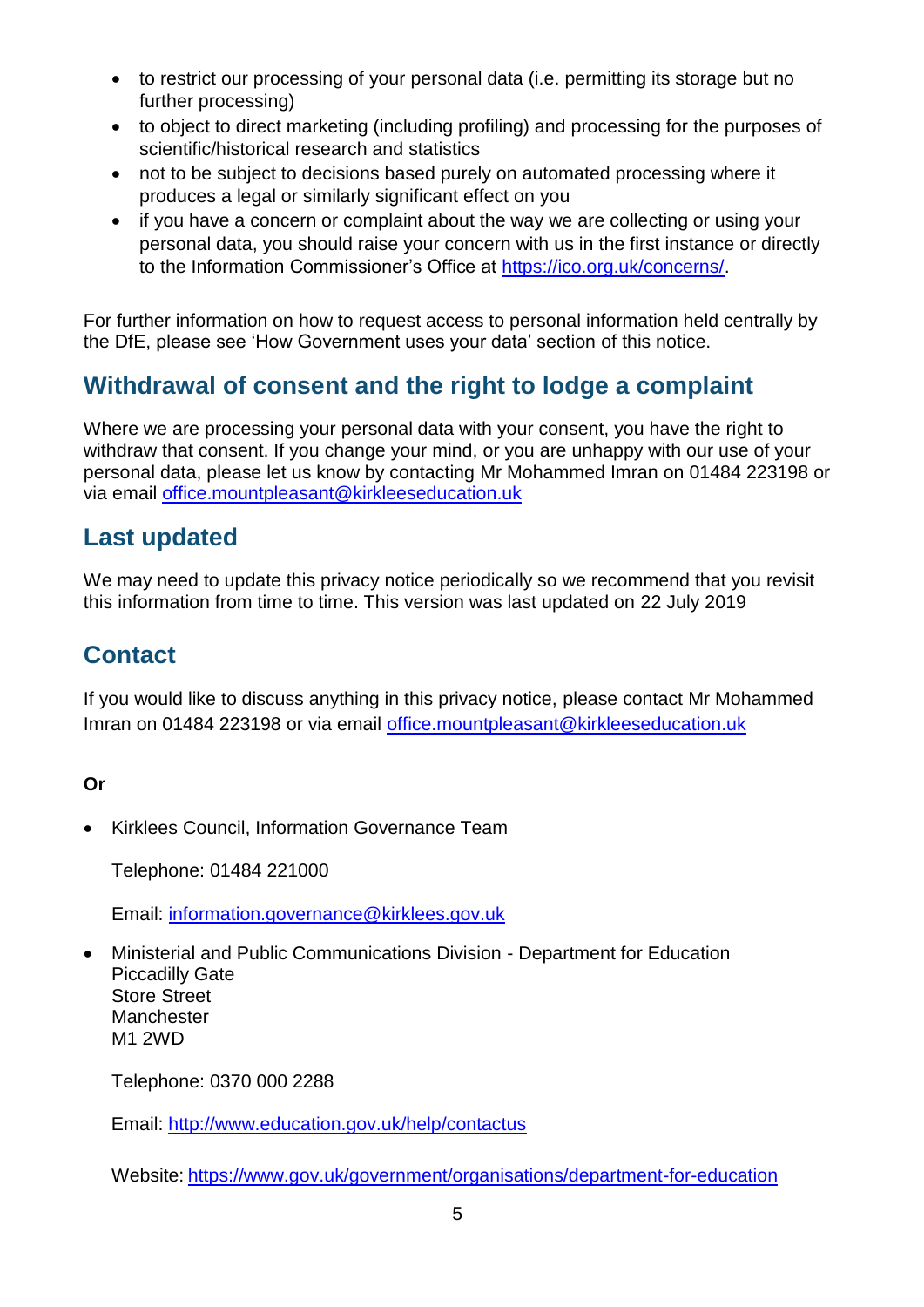- to restrict our processing of your personal data (i.e. permitting its storage but no further processing)
- to object to direct marketing (including profiling) and processing for the purposes of scientific/historical research and statistics
- not to be subject to decisions based purely on automated processing where it produces a legal or similarly significant effect on you
- if you have a concern or complaint about the way we are collecting or using your personal data, you should raise your concern with us in the first instance or directly to the Information Commissioner's Office at https://ico.org.uk/concerns/.

For further information on how to request access to personal information held centrally by the DfE, please see 'How Government uses your data' section of this notice.

## Withdrawal of consent and the right to lodge a complaint

Where we are processing your personal data with your consent, you have the right to withdraw that consent. If you change your mind, or you are unhappy with our use of your personal data, please let us know by contacting Mr Mohammed Imran on 01484 223198 or via email office.mountpleasant@kirkleeseducation.uk

## Last updated

We may need to update this privacy notice periodically so we recommend that you revisit this information from time to time. This version was last updated on 22 July 2019

## Contact

If you would like to discuss anything in this privacy notice, please contact Mr Mohammed Imran on 01484 223198 or via email office.mountpleasant@kirkleeseducation.uk

**Or**

- Kirklees Council, Information Governance Team

  Telephone: 01484 221000

  Email: information.governance@kirklees.gov.uk

- Ministerial and Public Communications Division - Department for Education
  Piccadilly Gate
  Store Street
  Manchester
  M1 2WD

  Telephone: 0370 000 2288

  Email: http://www.education.gov.uk/help/contactus

  Website: https://www.gov.uk/government/organisations/department-for-education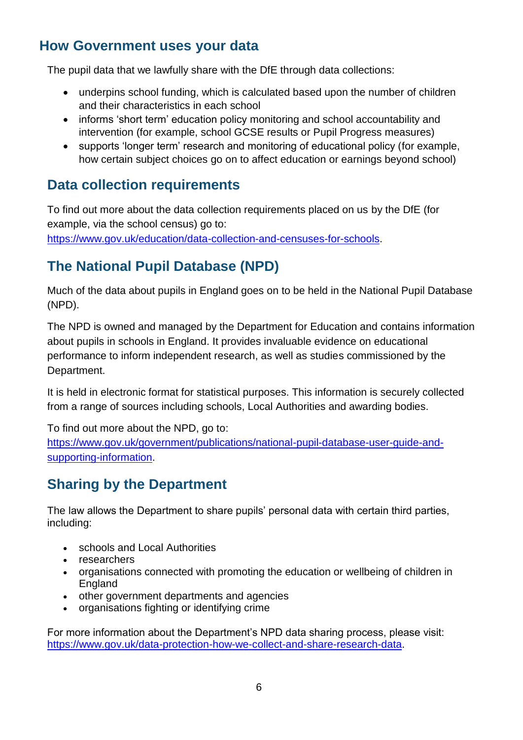## How Government uses your data

The pupil data that we lawfully share with the DfE through data collections:

- underpins school funding, which is calculated based upon the number of children and their characteristics in each school
- informs 'short term' education policy monitoring and school accountability and intervention (for example, school GCSE results or Pupil Progress measures)
- supports 'longer term' research and monitoring of educational policy (for example, how certain subject choices go on to affect education or earnings beyond school)

## Data collection requirements

To find out more about the data collection requirements placed on us by the DfE (for example, via the school census) go to: https://www.gov.uk/education/data-collection-and-censuses-for-schools.

## The National Pupil Database (NPD)

Much of the data about pupils in England goes on to be held in the National Pupil Database (NPD).

The NPD is owned and managed by the Department for Education and contains information about pupils in schools in England. It provides invaluable evidence on educational performance to inform independent research, as well as studies commissioned by the Department.

It is held in electronic format for statistical purposes. This information is securely collected from a range of sources including schools, Local Authorities and awarding bodies.

To find out more about the NPD, go to: https://www.gov.uk/government/publications/national-pupil-database-user-guide-and-supporting-information.

## Sharing by the Department

The law allows the Department to share pupils' personal data with certain third parties, including:

- schools and Local Authorities
- researchers
- organisations connected with promoting the education or wellbeing of children in England
- other government departments and agencies
- organisations fighting or identifying crime

For more information about the Department's NPD data sharing process, please visit: https://www.gov.uk/data-protection-how-we-collect-and-share-research-data.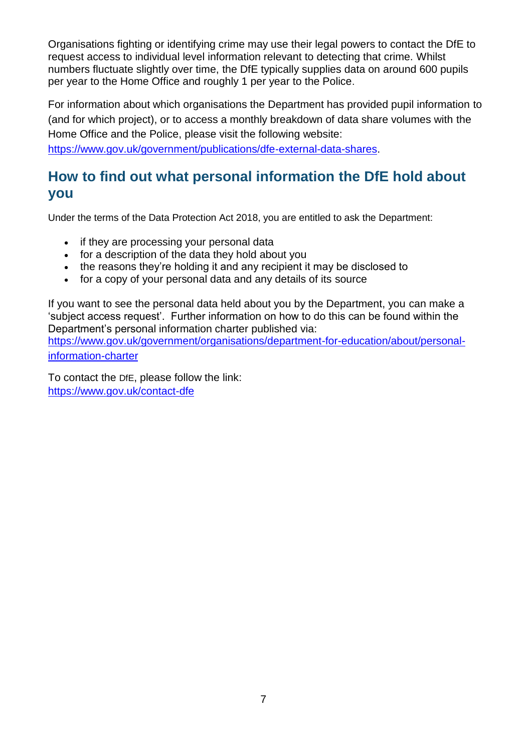Organisations fighting or identifying crime may use their legal powers to contact the DfE to request access to individual level information relevant to detecting that crime. Whilst numbers fluctuate slightly over time, the DfE typically supplies data on around 600 pupils per year to the Home Office and roughly 1 per year to the Police.

For information about which organisations the Department has provided pupil information to (and for which project), or to access a monthly breakdown of data share volumes with the Home Office and the Police, please visit the following website: https://www.gov.uk/government/publications/dfe-external-data-shares.

## How to find out what personal information the DfE hold about you

Under the terms of the Data Protection Act 2018, you are entitled to ask the Department:

- if they are processing your personal data
- for a description of the data they hold about you
- the reasons they're holding it and any recipient it may be disclosed to
- for a copy of your personal data and any details of its source

If you want to see the personal data held about you by the Department, you can make a 'subject access request'. Further information on how to do this can be found within the Department's personal information charter published via: https://www.gov.uk/government/organisations/department-for-education/about/personal-information-charter

To contact the DfE, please follow the link: https://www.gov.uk/contact-dfe